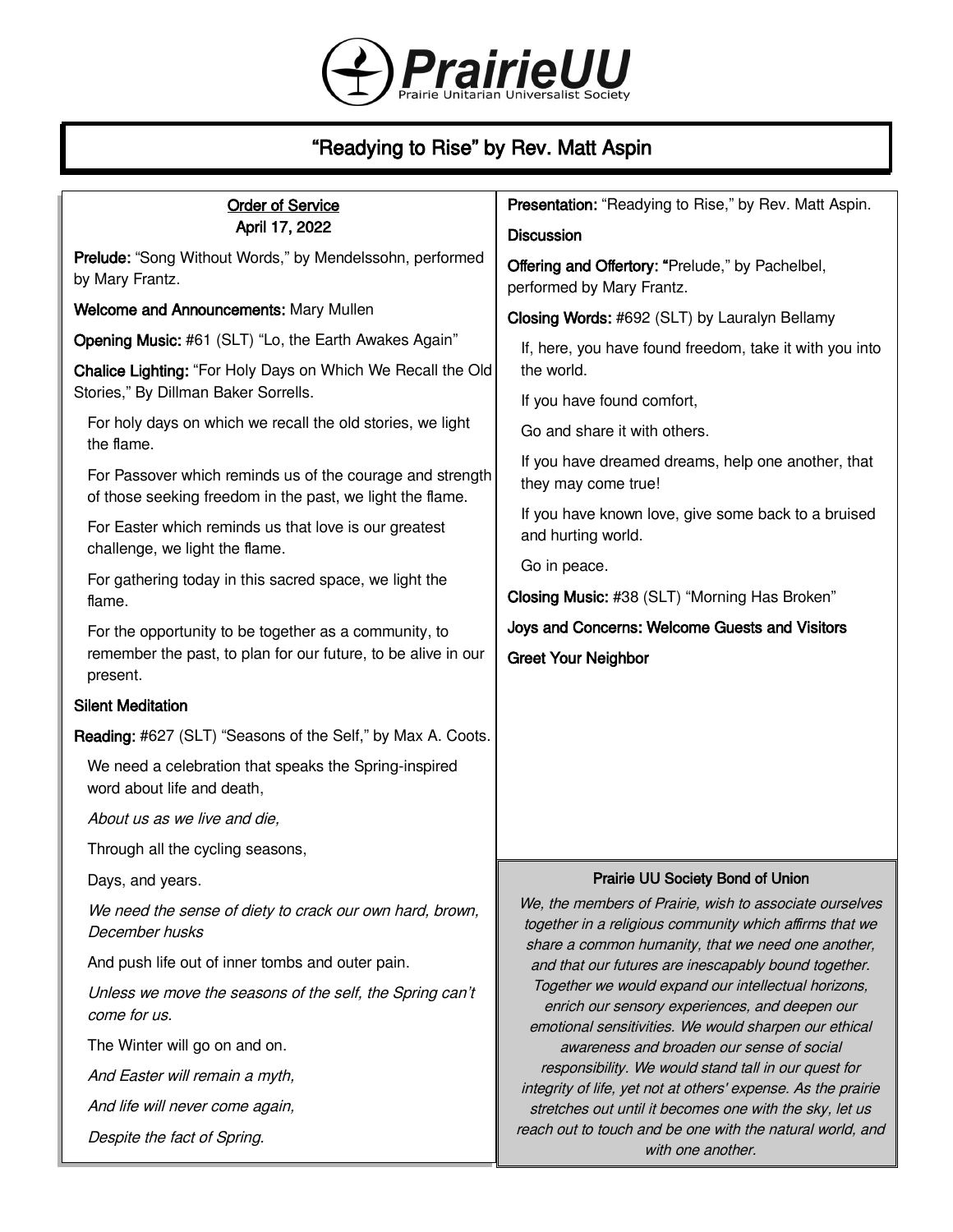# PrairieUU

Prairie Unitarian Universalist Society

## "Readying to Rise" by Rev. Matt Aspin

### Order of Service
April 17, 2022

**Prelude:** "Song Without Words," by Mendelssohn, performed by Mary Frantz.

**Welcome and Announcements:** Mary Mullen

**Opening Music:** #61 (SLT) "Lo, the Earth Awakes Again"

**Chalice Lighting:** "For Holy Days on Which We Recall the Old Stories," By Dillman Baker Sorrells.

For holy days on which we recall the old stories, we light the flame.

For Passover which reminds us of the courage and strength of those seeking freedom in the past, we light the flame.

For Easter which reminds us that love is our greatest challenge, we light the flame.

For gathering today in this sacred space, we light the flame.

For the opportunity to be together as a community, to remember the past, to plan for our future, to be alive in our present.

**Silent Meditation**

**Reading:** #627 (SLT) "Seasons of the Self," by Max A. Coots.

We need a celebration that speaks the Spring-inspired word about life and death,

*About us as we live and die,*

Through all the cycling seasons,

Days, and years.

*We need the sense of diety to crack our own hard, brown, December husks*

And push life out of inner tombs and outer pain.

*Unless we move the seasons of the self, the Spring can't come for us.*

The Winter will go on and on.

*And Easter will remain a myth,*

*And life will never come again,*

*Despite the fact of Spring.*

**Presentation:** "Readying to Rise," by Rev. Matt Aspin.

**Discussion**

**Offering and Offertory:** "Prelude," by Pachelbel, performed by Mary Frantz.

**Closing Words:** #692 (SLT) by Lauralyn Bellamy

If, here, you have found freedom, take it with you into the world.

If you have found comfort,

Go and share it with others.

If you have dreamed dreams, help one another, that they may come true!

If you have known love, give some back to a bruised and hurting world.

Go in peace.

**Closing Music:** #38 (SLT) "Morning Has Broken"

**Joys and Concerns: Welcome Guests and Visitors**

**Greet Your Neighbor**

### Prairie UU Society Bond of Union

*We, the members of Prairie, wish to associate ourselves together in a religious community which affirms that we share a common humanity, that we need one another, and that our futures are inescapably bound together. Together we would expand our intellectual horizons, enrich our sensory experiences, and deepen our emotional sensitivities. We would sharpen our ethical awareness and broaden our sense of social responsibility. We would stand tall in our quest for integrity of life, yet not at others' expense. As the prairie stretches out until it becomes one with the sky, let us reach out to touch and be one with the natural world, and with one another.*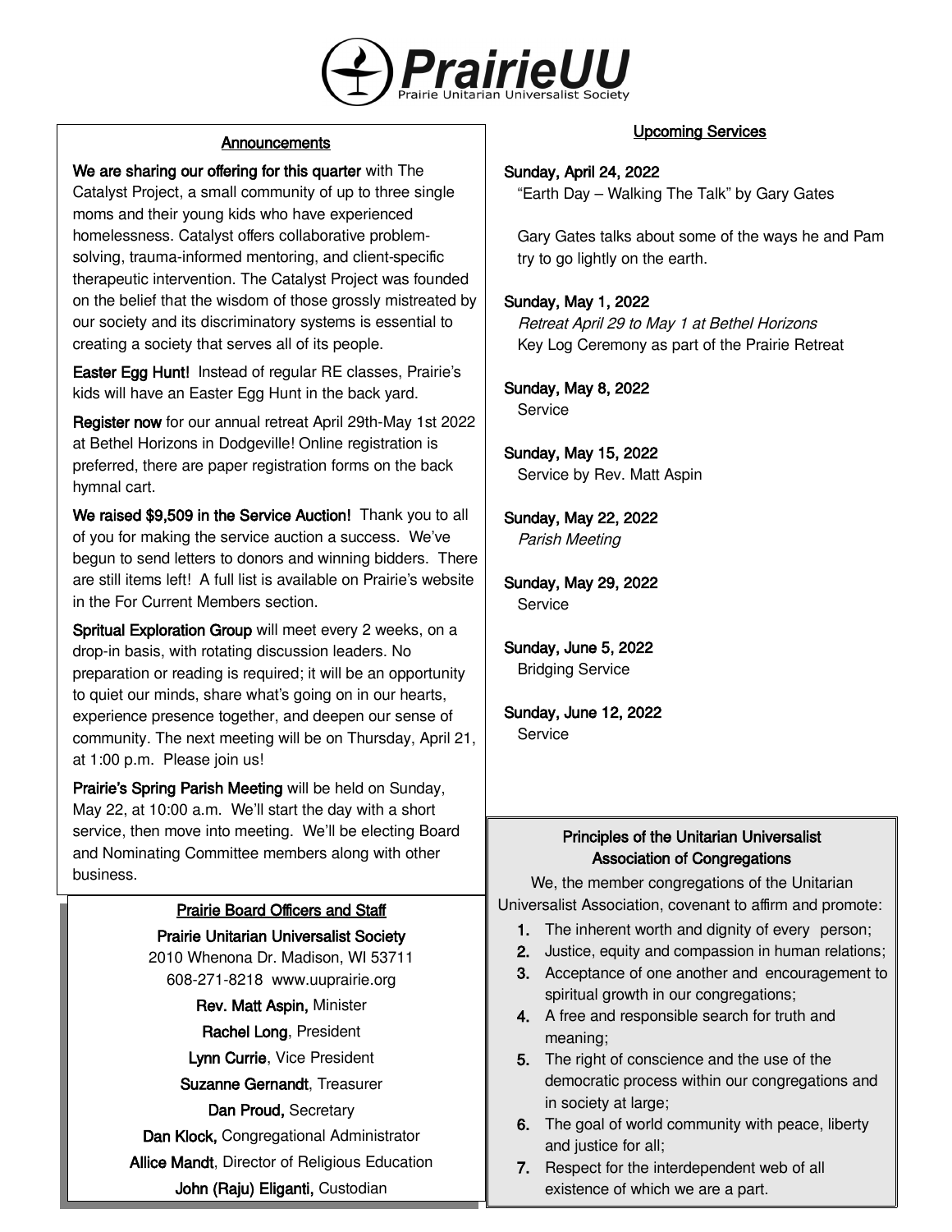# PrairieUU

Prairie Unitarian Universalist Society

## Announcements

**We are sharing our offering for this quarter** with The Catalyst Project, a small community of up to three single moms and their young kids who have experienced homelessness. Catalyst offers collaborative problem-solving, trauma-informed mentoring, and client-specific therapeutic intervention. The Catalyst Project was founded on the belief that the wisdom of those grossly mistreated by our society and its discriminatory systems is essential to creating a society that serves all of its people.

**Easter Egg Hunt!** Instead of regular RE classes, Prairie's kids will have an Easter Egg Hunt in the back yard.

**Register now** for our annual retreat April 29th-May 1st 2022 at Bethel Horizons in Dodgeville! Online registration is preferred, there are paper registration forms on the back hymnal cart.

**We raised $9,509 in the Service Auction!** Thank you to all of you for making the service auction a success. We've begun to send letters to donors and winning bidders. There are still items left! A full list is available on Prairie's website in the For Current Members section.

**Spritual Exploration Group** will meet every 2 weeks, on a drop-in basis, with rotating discussion leaders. No preparation or reading is required; it will be an opportunity to quiet our minds, share what's going on in our hearts, experience presence together, and deepen our sense of community. The next meeting will be on Thursday, April 21, at 1:00 p.m. Please join us!

**Prairie's Spring Parish Meeting** will be held on Sunday, May 22, at 10:00 a.m. We'll start the day with a short service, then move into meeting. We'll be electing Board and Nominating Committee members along with other business.

## Upcoming Services

**Sunday, April 24, 2022**
"Earth Day – Walking The Talk" by Gary Gates

Gary Gates talks about some of the ways he and Pam try to go lightly on the earth.

**Sunday, May 1, 2022**
*Retreat April 29 to May 1 at Bethel Horizons*
Key Log Ceremony as part of the Prairie Retreat

**Sunday, May 8, 2022**
Service

**Sunday, May 15, 2022**
Service by Rev. Matt Aspin

**Sunday, May 22, 2022**
*Parish Meeting*

**Sunday, May 29, 2022**
Service

**Sunday, June 5, 2022**
Bridging Service

**Sunday, June 12, 2022**
Service

## Prairie Board Officers and Staff

**Prairie Unitarian Universalist Society**
2010 Whenona Dr. Madison, WI 53711
608-271-8218 www.uuprairie.org

**Rev. Matt Aspin,** Minister
**Rachel Long**, President
**Lynn Currie**, Vice President
**Suzanne Gernandt**, Treasurer
**Dan Proud,** Secretary
**Dan Klock,** Congregational Administrator
**Allice Mandt**, Director of Religious Education
**John (Raju) Eliganti,** Custodian

## Principles of the Unitarian Universalist Association of Congregations

We, the member congregations of the Unitarian Universalist Association, covenant to affirm and promote:

1. The inherent worth and dignity of every person;
2. Justice, equity and compassion in human relations;
3. Acceptance of one another and encouragement to spiritual growth in our congregations;
4. A free and responsible search for truth and meaning;
5. The right of conscience and the use of the democratic process within our congregations and in society at large;
6. The goal of world community with peace, liberty and justice for all;
7. Respect for the interdependent web of all existence of which we are a part.